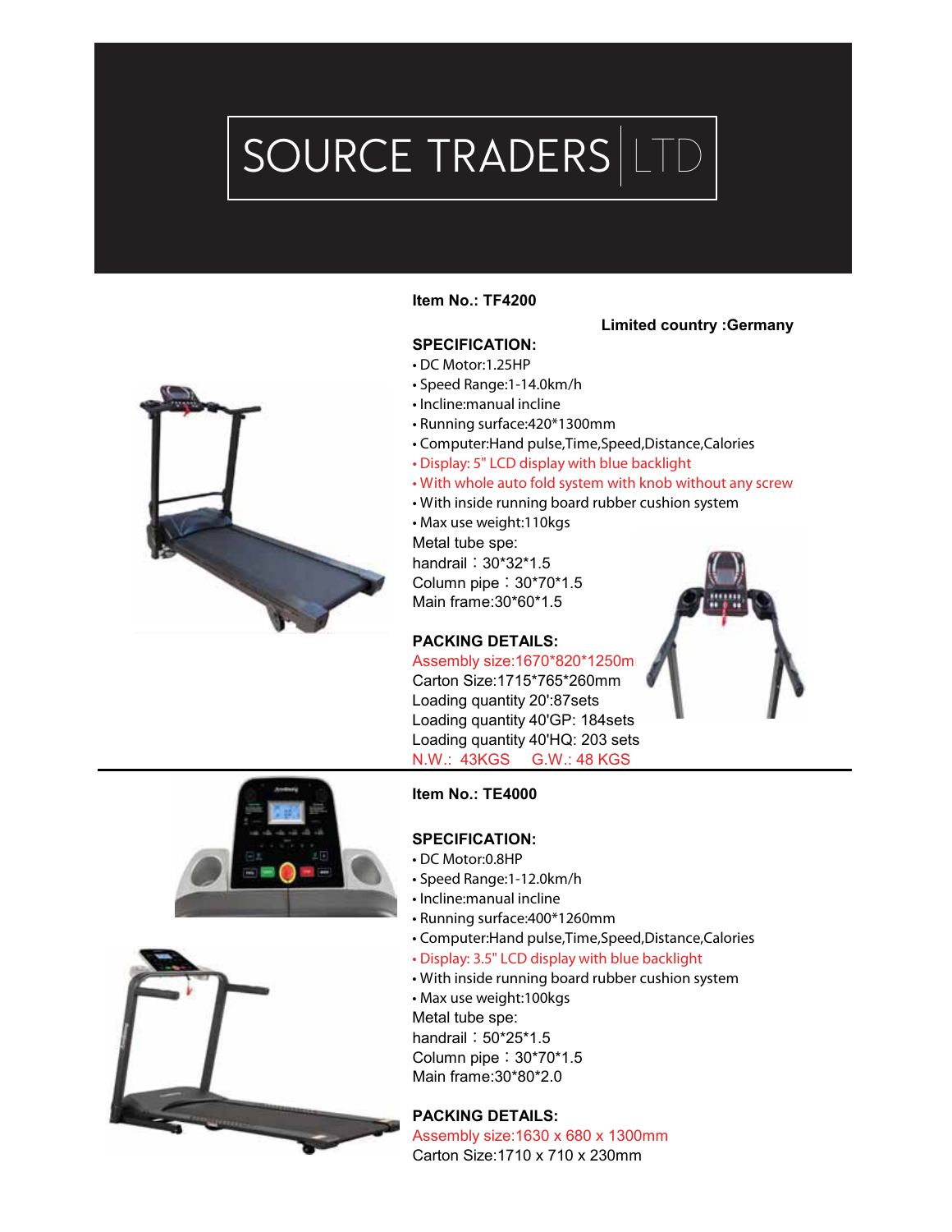# SOURCE TRADERS | LTD

**Item No.: TF4200**

**Limited country :Germany**

**SPECIFICATION:**

- DC Motor:1.25HP
- Speed Range:1-14.0km/h
- Incline:manual incline
- Running surface:420*1300mm
- Computer:Hand pulse,Time,Speed,Distance,Calories
- Display: 5" LCD display with blue backlight
- With whole auto fold system with knob without any screw
- With inside running board rubber cushion system
- Max use weight:110kgs

Metal tube spe:
handrail：30*32*1.5
Column pipe：30*70*1.5
Main frame:30*60*1.5

**PACKING DETAILS:**

Assembly size:1670*820*1250mm
Carton Size:1715*765*260mm
Loading quantity 20':87sets
Loading quantity 40'GP: 184sets
Loading quantity 40'HQ: 203 sets
N.W.: 43KGS G.W.: 48 KGS

---

**Item No.: TE4000**

**SPECIFICATION:**

- DC Motor:0.8HP
- Speed Range:1-12.0km/h
- Incline:manual incline
- Running surface:400*1260mm
- Computer:Hand pulse,Time,Speed,Distance,Calories
- Display: 3.5" LCD display with blue backlight
- With inside running board rubber cushion system
- Max use weight:100kgs

Metal tube spe:
handrail：50*25*1.5
Column pipe：30*70*1.5
Main frame:30*80*2.0

**PACKING DETAILS:**

Assembly size:1630 x 680 x 1300mm
Carton Size:1710 x 710 x 230mm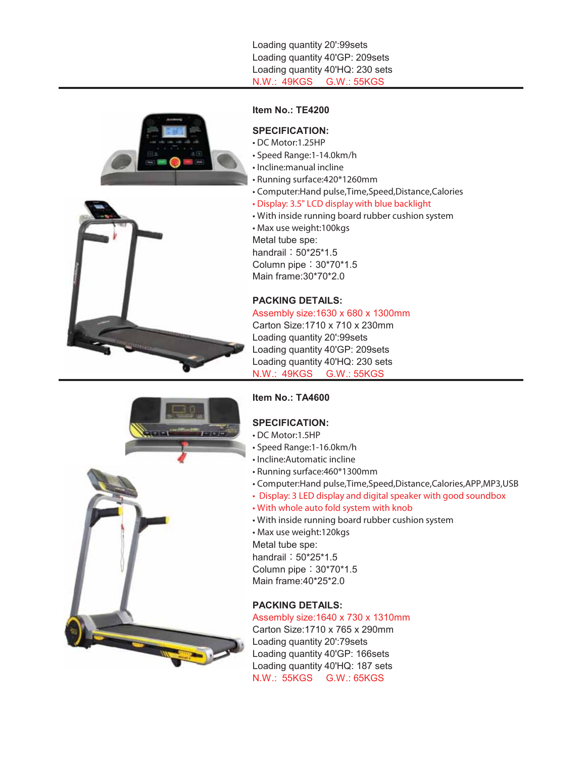Loading quantity 20':99sets
Loading quantity 40'GP: 209sets
Loading quantity 40'HQ: 230 sets
N.W.: 49KGS G.W.: 55KGS

---

**Item No.: TE4200**

**SPECIFICATION:**

- DC Motor:1.25HP
- Speed Range:1-14.0km/h
- Incline:manual incline
- Running surface:420*1260mm
- Computer:Hand pulse,Time,Speed,Distance,Calories
- Display: 3.5" LCD display with blue backlight
- With inside running board rubber cushion system
- Max use weight:100kgs

Metal tube spe:
handrail：50*25*1.5
Column pipe：30*70*1.5
Main frame:30*70*2.0

**PACKING DETAILS:**

Assembly size:1630 x 680 x 1300mm
Carton Size:1710 x 710 x 230mm
Loading quantity 20':99sets
Loading quantity 40'GP: 209sets
Loading quantity 40'HQ: 230 sets
N.W.: 49KGS G.W.: 55KGS

---

**Item No.: TA4600**

**SPECIFICATION:**

- DC Motor:1.5HP
- Speed Range:1-16.0km/h
- Incline:Automatic incline
- Running surface:460*1300mm
- Computer:Hand pulse,Time,Speed,Distance,Calories,APP,MP3,USB
- Display: 3 LED display and digital speaker with good soundbox
- With whole auto fold system with knob
- With inside running board rubber cushion system
- Max use weight:120kgs

Metal tube spe:
handrail：50*25*1.5
Column pipe：30*70*1.5
Main frame:40*25*2.0

**PACKING DETAILS:**

Assembly size:1640 x 730 x 1310mm
Carton Size:1710 x 765 x 290mm
Loading quantity 20':79sets
Loading quantity 40'GP: 166sets
Loading quantity 40'HQ: 187 sets
N.W.: 55KGS G.W.: 65KGS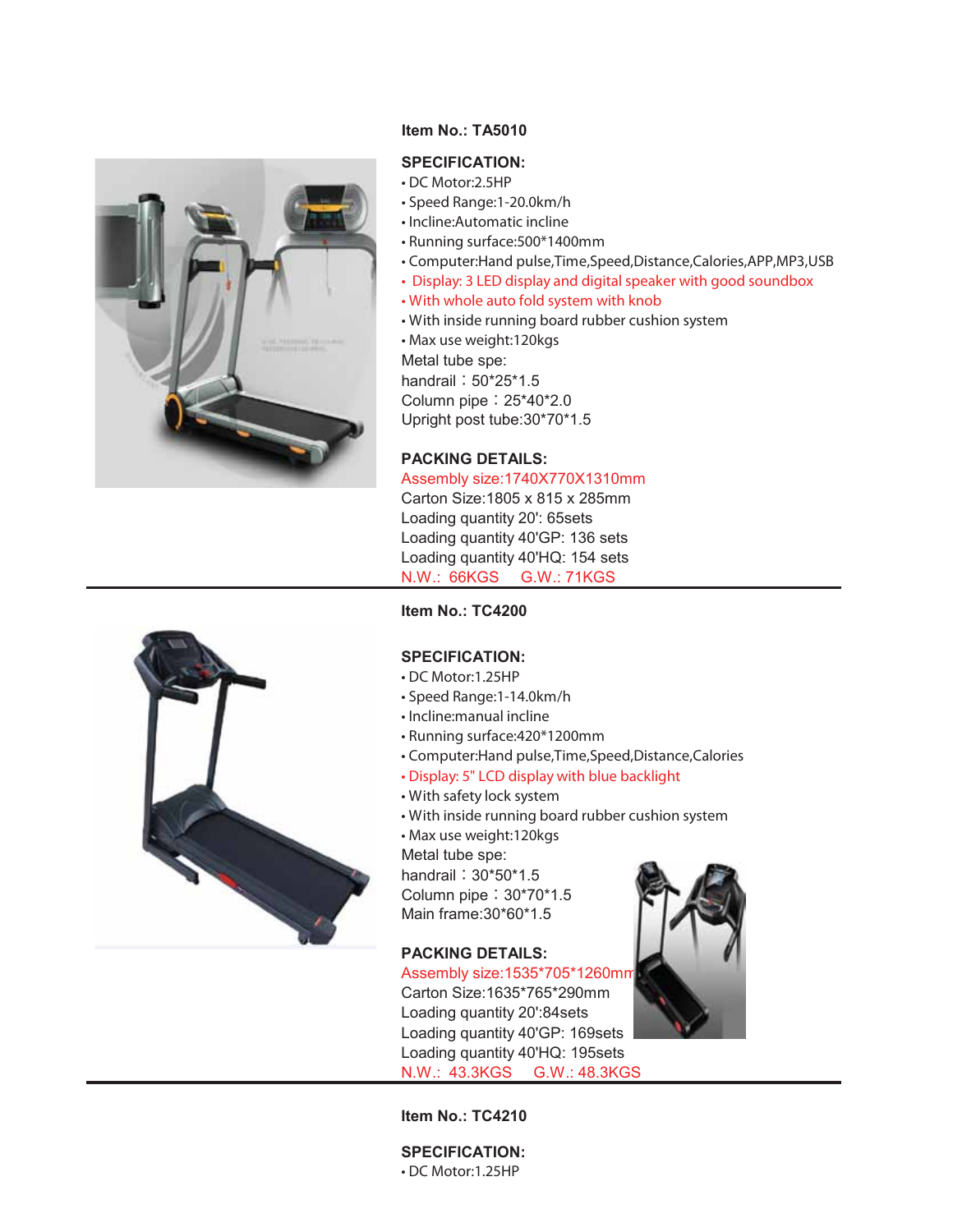**Item No.: TA5010**

**SPECIFICATION:**

- DC Motor:2.5HP
- Speed Range:1-20.0km/h
- Incline:Automatic incline
- Running surface:500*1400mm
- Computer:Hand pulse,Time,Speed,Distance,Calories,APP,MP3,USB
- Display: 3 LED display and digital speaker with good soundbox
- With whole auto fold system with knob
- With inside running board rubber cushion system
- Max use weight:120kgs

Metal tube spe:
handrail：50*25*1.5
Column pipe：25*40*2.0
Upright post tube:30*70*1.5

**PACKING DETAILS:**

Assembly size:1740X770X1310mm
Carton Size:1805 x 815 x 285mm
Loading quantity 20': 65sets
Loading quantity 40'GP: 136 sets
Loading quantity 40'HQ: 154 sets
N.W.: 66KGS G.W.: 71KGS

---

**Item No.: TC4200**

**SPECIFICATION:**

- DC Motor:1.25HP
- Speed Range:1-14.0km/h
- Incline:manual incline
- Running surface:420*1200mm
- Computer:Hand pulse,Time,Speed,Distance,Calories
- Display: 5" LCD display with blue backlight
- With safety lock system
- With inside running board rubber cushion system
- Max use weight:120kgs

Metal tube spe:
handrail：30*50*1.5
Column pipe：30*70*1.5
Main frame:30*60*1.5

**PACKING DETAILS:**

Assembly size:1535*705*1260mm
Carton Size:1635*765*290mm
Loading quantity 20':84sets
Loading quantity 40'GP: 169sets
Loading quantity 40'HQ: 195sets
N.W.: 43.3KGS G.W.: 48.3KGS

---

**Item No.: TC4210**

**SPECIFICATION:**

- DC Motor:1.25HP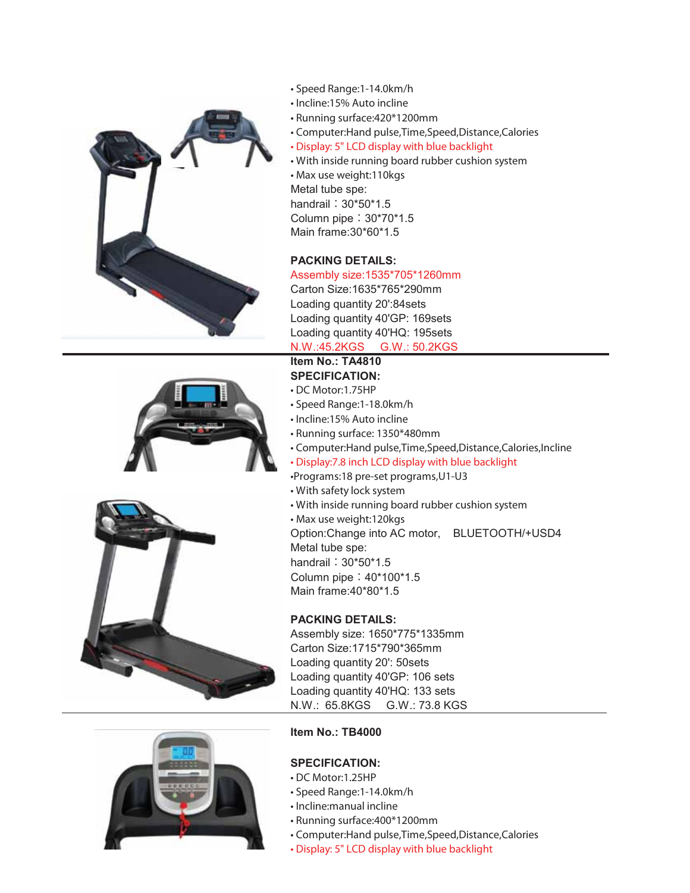- Speed Range:1-14.0km/h
- Incline:15% Auto incline
- Running surface:420*1200mm
- Computer:Hand pulse,Time,Speed,Distance,Calories
- Display: 5" LCD display with blue backlight
- With inside running board rubber cushion system
- Max use weight:110kgs

Metal tube spe:
handrail：30*50*1.5
Column pipe：30*70*1.5
Main frame:30*60*1.5

**PACKING DETAILS:**
Assembly size:1535*705*1260mm
Carton Size:1635*765*290mm
Loading quantity 20':84sets
Loading quantity 40'GP: 169sets
Loading quantity 40'HQ: 195sets
N.W.:45.2KGS G.W.: 50.2KGS

---

**Item No.: TA4810**

**SPECIFICATION:**

- DC Motor:1.75HP
- Speed Range:1-18.0km/h
- Incline:15% Auto incline
- Running surface: 1350*480mm
- Computer:Hand pulse,Time,Speed,Distance,Calories,Incline
- Display:7.8 inch LCD display with blue backlight
- Programs:18 pre-set programs,U1-U3
- With safety lock system
- With inside running board rubber cushion system
- Max use weight:120kgs

Option:Change into AC motor, BLUETOOTH/+USD4
Metal tube spe:
handrail：30*50*1.5
Column pipe：40*100*1.5
Main frame:40*80*1.5

**PACKING DETAILS:**
Assembly size: 1650*775*1335mm
Carton Size:1715*790*365mm
Loading quantity 20': 50sets
Loading quantity 40'GP: 106 sets
Loading quantity 40'HQ: 133 sets
N.W.: 65.8KGS G.W.: 73.8 KGS

---

**Item No.: TB4000**

**SPECIFICATION:**

- DC Motor:1.25HP
- Speed Range:1-14.0km/h
- Incline:manual incline
- Running surface:400*1200mm
- Computer:Hand pulse,Time,Speed,Distance,Calories
- Display: 5" LCD display with blue backlight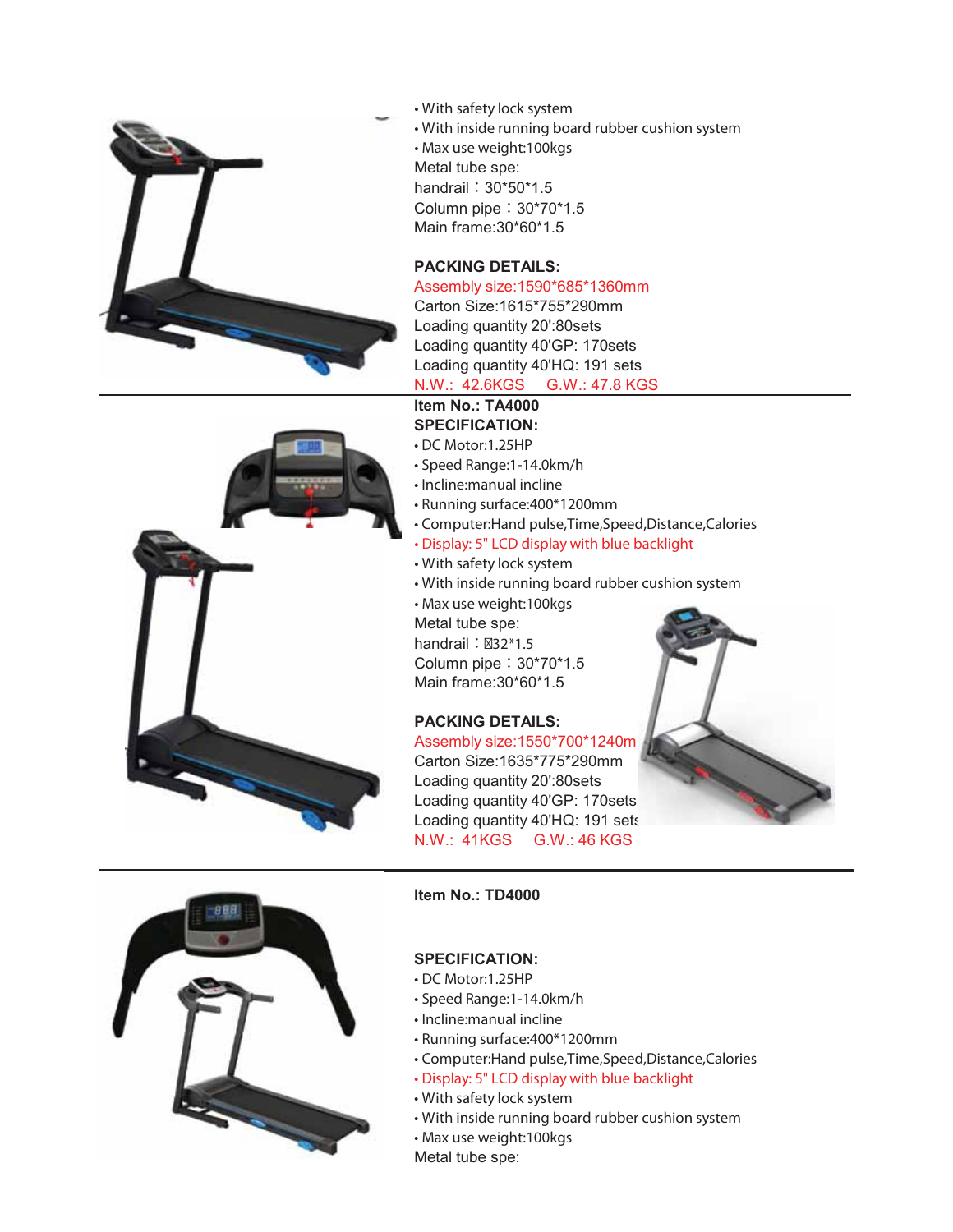- With safety lock system
- With inside running board rubber cushion system
- Max use weight:100kgs

Metal tube spe:

handrail：30*50*1.5

Column pipe：30*70*1.5

Main frame:30*60*1.5

**PACKING DETAILS:**

Assembly size:1590*685*1360mm

Carton Size:1615*755*290mm

Loading quantity 20':80sets

Loading quantity 40'GP: 170sets

Loading quantity 40'HQ: 191 sets

N.W.: 42.6KGS G.W.: 47.8 KGS

---

**Item No.: TA4000**

**SPECIFICATION:**

- DC Motor:1.25HP
- Speed Range:1-14.0km/h
- Incline:manual incline
- Running surface:400*1200mm
- Computer:Hand pulse,Time,Speed,Distance,Calories
- Display: 5" LCD display with blue backlight
- With safety lock system
- With inside running board rubber cushion system
- Max use weight:100kgs

Metal tube spe:

handrail：Ø32*1.5

Column pipe：30*70*1.5

Main frame:30*60*1.5

**PACKING DETAILS:**

Assembly size:1550*700*1240mm

Carton Size:1635*775*290mm

Loading quantity 20':80sets

Loading quantity 40'GP: 170sets

Loading quantity 40'HQ: 191 sets

N.W.: 41KGS G.W.: 46 KGS

---

**Item No.: TD4000**

**SPECIFICATION:**

- DC Motor:1.25HP
- Speed Range:1-14.0km/h
- Incline:manual incline
- Running surface:400*1200mm
- Computer:Hand pulse,Time,Speed,Distance,Calories
- Display: 5" LCD display with blue backlight
- With safety lock system
- With inside running board rubber cushion system
- Max use weight:100kgs

Metal tube spe: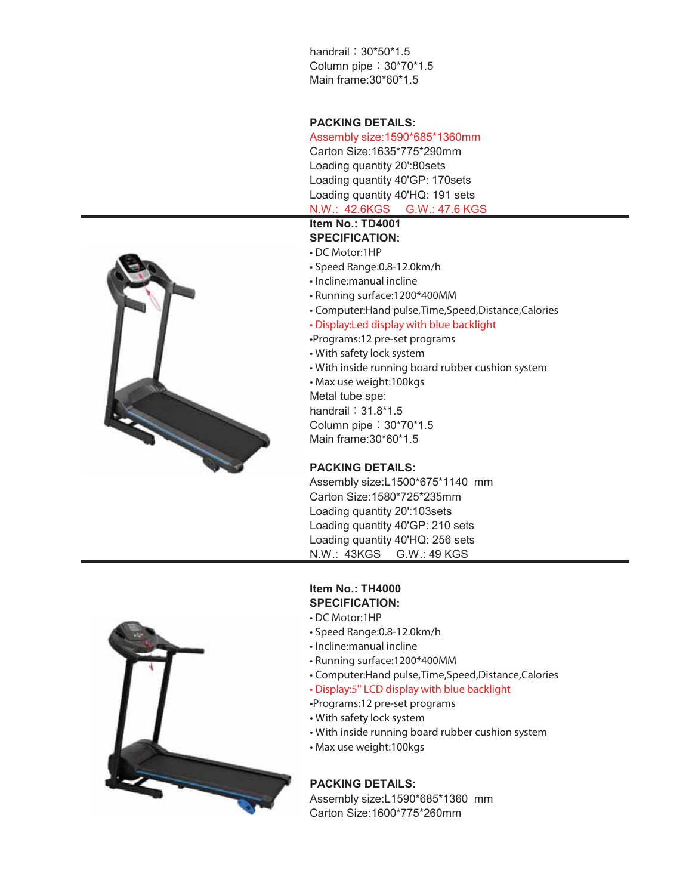handrail：30*50*1.5
Column pipe：30*70*1.5
Main frame:30*60*1.5

**PACKING DETAILS:**

Assembly size:1590*685*1360mm
Carton Size:1635*775*290mm
Loading quantity 20':80sets
Loading quantity 40'GP: 170sets
Loading quantity 40'HQ: 191 sets
N.W.: 42.6KGS G.W.: 47.6 KGS

---

**Item No.: TD4001**

**SPECIFICATION:**

- DC Motor:1HP
- Speed Range:0.8-12.0km/h
- Incline:manual incline
- Running surface:1200*400MM
- Computer:Hand pulse,Time,Speed,Distance,Calories
- Display:Led display with blue backlight
- Programs:12 pre-set programs
- With safety lock system
- With inside running board rubber cushion system
- Max use weight:100kgs

Metal tube spe:
handrail：31.8*1.5
Column pipe：30*70*1.5
Main frame:30*60*1.5

**PACKING DETAILS:**

Assembly size:L1500*675*1140 mm
Carton Size:1580*725*235mm
Loading quantity 20':103sets
Loading quantity 40'GP: 210 sets
Loading quantity 40'HQ: 256 sets
N.W.: 43KGS G.W.: 49 KGS

---

**Item No.: TH4000**

**SPECIFICATION:**

- DC Motor:1HP
- Speed Range:0.8-12.0km/h
- Incline:manual incline
- Running surface:1200*400MM
- Computer:Hand pulse,Time,Speed,Distance,Calories
- Display:5" LCD display with blue backlight
- Programs:12 pre-set programs
- With safety lock system
- With inside running board rubber cushion system
- Max use weight:100kgs

**PACKING DETAILS:**

Assembly size:L1590*685*1360 mm
Carton Size:1600*775*260mm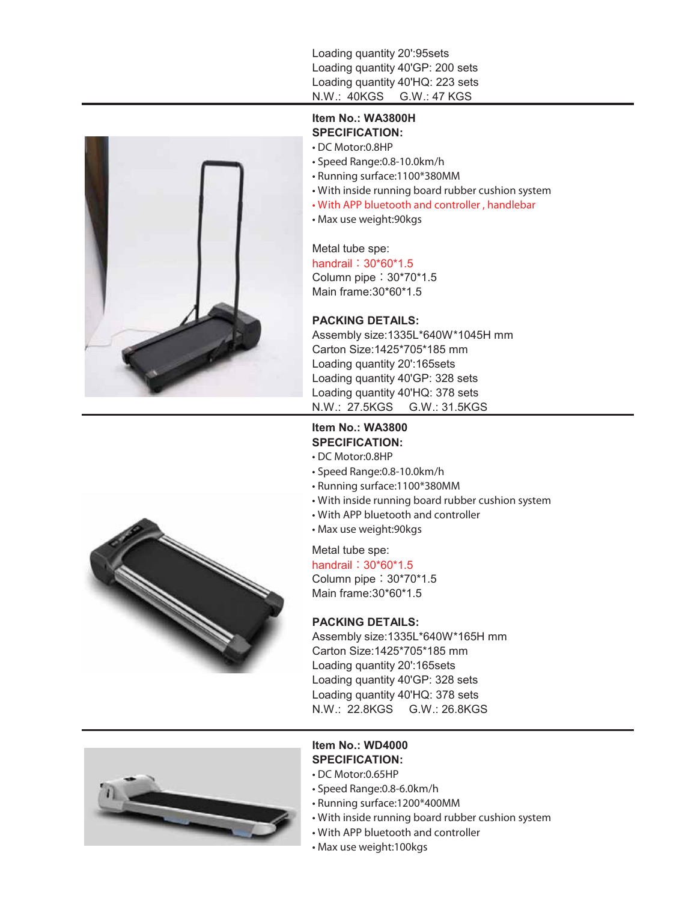Loading quantity 20':95sets
Loading quantity 40'GP: 200 sets
Loading quantity 40'HQ: 223 sets
N.W.: 40KGS G.W.: 47 KGS

---

**Item No.: WA3800H**
**SPECIFICATION:**

- DC Motor:0.8HP
- Speed Range:0.8-10.0km/h
- Running surface:1100*380MM
- With inside running board rubber cushion system
- With APP bluetooth and controller , handlebar
- Max use weight:90kgs

Metal tube spe:
handrail：30*60*1.5
Column pipe：30*70*1.5
Main frame:30*60*1.5

**PACKING DETAILS:**
Assembly size:1335L*640W*1045H mm
Carton Size:1425*705*185 mm
Loading quantity 20':165sets
Loading quantity 40'GP: 328 sets
Loading quantity 40'HQ: 378 sets
N.W.: 27.5KGS G.W.: 31.5KGS

---

**Item No.: WA3800**
**SPECIFICATION:**

- DC Motor:0.8HP
- Speed Range:0.8-10.0km/h
- Running surface:1100*380MM
- With inside running board rubber cushion system
- With APP bluetooth and controller
- Max use weight:90kgs

Metal tube spe:
handrail：30*60*1.5
Column pipe：30*70*1.5
Main frame:30*60*1.5

**PACKING DETAILS:**
Assembly size:1335L*640W*165H mm
Carton Size:1425*705*185 mm
Loading quantity 20':165sets
Loading quantity 40'GP: 328 sets
Loading quantity 40'HQ: 378 sets
N.W.: 22.8KGS G.W.: 26.8KGS

---

**Item No.: WD4000**
**SPECIFICATION:**

- DC Motor:0.65HP
- Speed Range:0.8-6.0km/h
- Running surface:1200*400MM
- With inside running board rubber cushion system
- With APP bluetooth and controller
- Max use weight:100kgs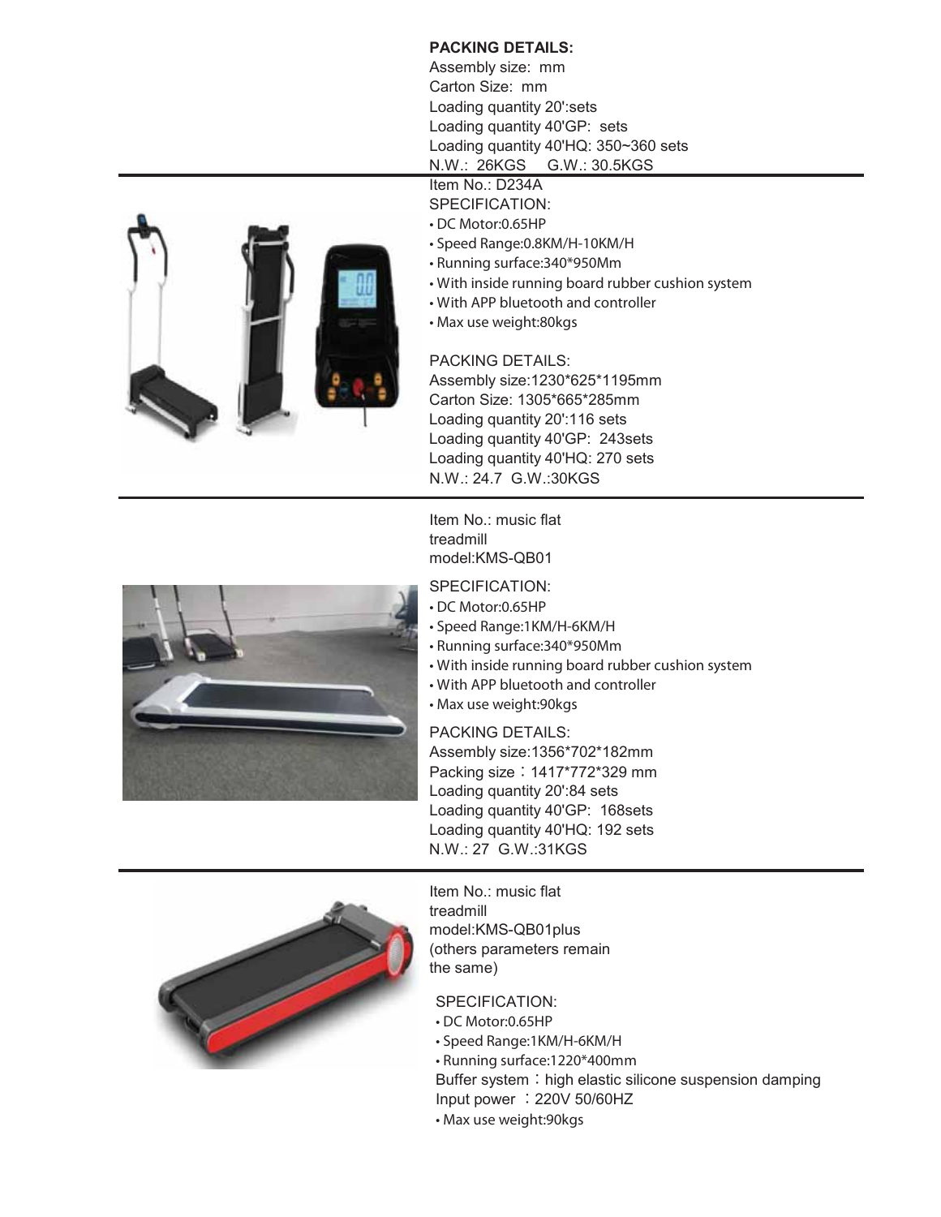**PACKING DETAILS:**
Assembly size: mm
Carton Size: mm
Loading quantity 20':sets
Loading quantity 40'GP: sets
Loading quantity 40'HQ: 350~360 sets
N.W.: 26KGS G.W.: 30.5KGS

---

Item No.: D234A

SPECIFICATION:

- DC Motor:0.65HP
- Speed Range:0.8KM/H-10KM/H
- Running surface:340*950Mm
- With inside running board rubber cushion system
- With APP bluetooth and controller
- Max use weight:80kgs

PACKING DETAILS:
Assembly size:1230*625*1195mm
Carton Size: 1305*665*285mm
Loading quantity 20':116 sets
Loading quantity 40'GP: 243sets
Loading quantity 40'HQ: 270 sets
N.W.: 24.7 G.W.:30KGS

---

Item No.: music flat treadmill
model:KMS-QB01

SPECIFICATION:

- DC Motor:0.65HP
- Speed Range:1KM/H-6KM/H
- Running surface:340*950Mm
- With inside running board rubber cushion system
- With APP bluetooth and controller
- Max use weight:90kgs

PACKING DETAILS:
Assembly size:1356*702*182mm
Packing size：1417*772*329 mm
Loading quantity 20':84 sets
Loading quantity 40'GP: 168sets
Loading quantity 40'HQ: 192 sets
N.W.: 27 G.W.:31KGS

---

Item No.: music flat treadmill
model:KMS-QB01plus
(others parameters remain the same)

SPECIFICATION:

- DC Motor:0.65HP
- Speed Range:1KM/H-6KM/H
- Running surface:1220*400mm

Buffer system：high elastic silicone suspension damping
Input power ：220V 50/60HZ

- Max use weight:90kgs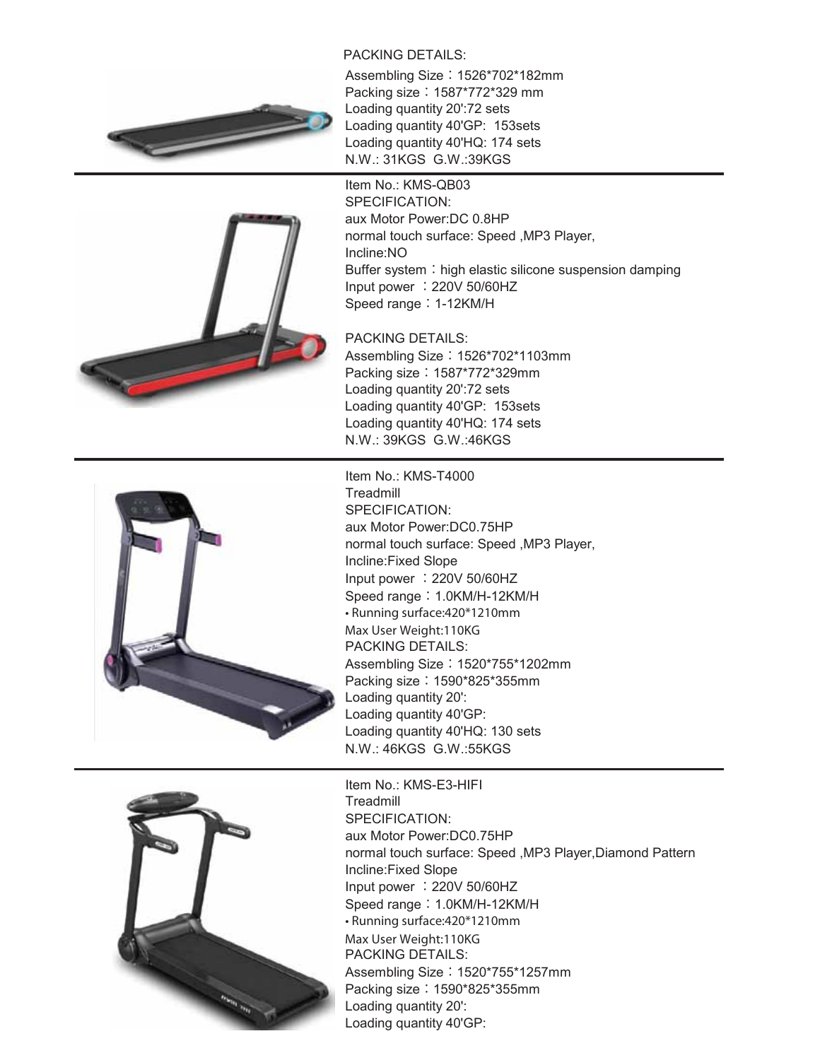PACKING DETAILS:
Assembling Size：1526*702*182mm
Packing size：1587*772*329 mm
Loading quantity 20':72 sets
Loading quantity 40'GP: 153sets
Loading quantity 40'HQ: 174 sets
N.W.: 31KGS G.W.:39KGS

---

Item No.: KMS-QB03
SPECIFICATION:
aux Motor Power:DC 0.8HP
normal touch surface: Speed ,MP3 Player,
Incline:NO
Buffer system：high elastic silicone suspension damping
Input power ：220V 50/60HZ
Speed range：1-12KM/H

PACKING DETAILS:
Assembling Size：1526*702*1103mm
Packing size：1587*772*329mm
Loading quantity 20':72 sets
Loading quantity 40'GP: 153sets
Loading quantity 40'HQ: 174 sets
N.W.: 39KGS G.W.:46KGS

---

Item No.: KMS-T4000
Treadmill
SPECIFICATION:
aux Motor Power:DC0.75HP
normal touch surface: Speed ,MP3 Player,
Incline:Fixed Slope
Input power ：220V 50/60HZ
Speed range：1.0KM/H-12KM/H
• Running surface:420*1210mm
Max User Weight:110KG
PACKING DETAILS:
Assembling Size：1520*755*1202mm
Packing size：1590*825*355mm
Loading quantity 20':
Loading quantity 40'GP:
Loading quantity 40'HQ: 130 sets
N.W.: 46KGS G.W.:55KGS

---

Item No.: KMS-E3-HIFI
Treadmill
SPECIFICATION:
aux Motor Power:DC0.75HP
normal touch surface: Speed ,MP3 Player,Diamond Pattern
Incline:Fixed Slope
Input power ：220V 50/60HZ
Speed range：1.0KM/H-12KM/H
• Running surface:420*1210mm
Max User Weight:110KG
PACKING DETAILS:
Assembling Size：1520*755*1257mm
Packing size：1590*825*355mm
Loading quantity 20':
Loading quantity 40'GP: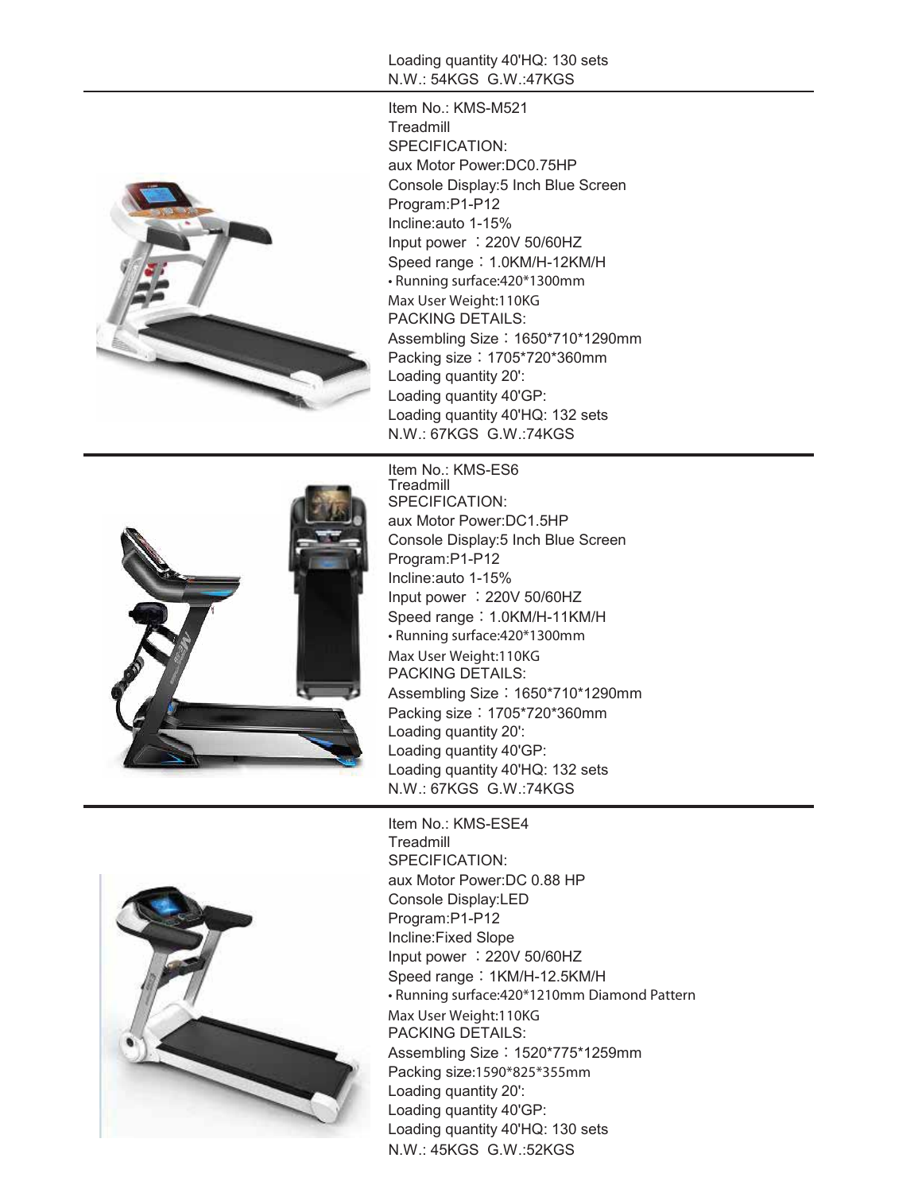Loading quantity 40'HQ: 130 sets
N.W.: 54KGS G.W.:47KGS

---

Item No.: KMS-M521
Treadmill
SPECIFICATION:
aux Motor Power:DC0.75HP
Console Display:5 Inch Blue Screen
Program:P1-P12
Incline:auto 1-15%
Input power ：220V 50/60HZ
Speed range：1.0KM/H-12KM/H
• Running surface:420*1300mm
Max User Weight:110KG
PACKING DETAILS:
Assembling Size：1650*710*1290mm
Packing size：1705*720*360mm
Loading quantity 20':
Loading quantity 40'GP:
Loading quantity 40'HQ: 132 sets
N.W.: 67KGS G.W.:74KGS

---

Item No.: KMS-ES6
Treadmill
SPECIFICATION:
aux Motor Power:DC1.5HP
Console Display:5 Inch Blue Screen
Program:P1-P12
Incline:auto 1-15%
Input power ：220V 50/60HZ
Speed range：1.0KM/H-11KM/H
• Running surface:420*1300mm
Max User Weight:110KG
PACKING DETAILS:
Assembling Size：1650*710*1290mm
Packing size：1705*720*360mm
Loading quantity 20':
Loading quantity 40'GP:
Loading quantity 40'HQ: 132 sets
N.W.: 67KGS G.W.:74KGS

---

Item No.: KMS-ESE4
Treadmill
SPECIFICATION:
aux Motor Power:DC 0.88 HP
Console Display:LED
Program:P1-P12
Incline:Fixed Slope
Input power ：220V 50/60HZ
Speed range：1KM/H-12.5KM/H
• Running surface:420*1210mm Diamond Pattern
Max User Weight:110KG
PACKING DETAILS:
Assembling Size：1520*775*1259mm
Packing size:1590*825*355mm
Loading quantity 20':
Loading quantity 40'GP:
Loading quantity 40'HQ: 130 sets
N.W.: 45KGS G.W.:52KGS